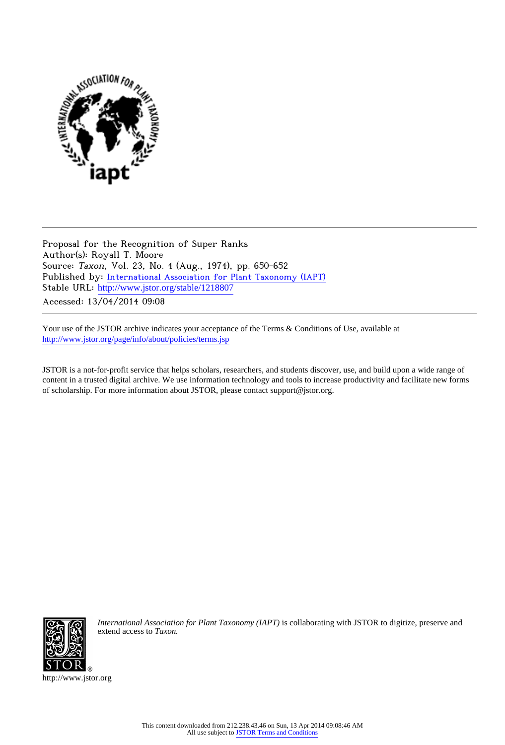Proposal for the Recognition of Super Ranks
Author(s): Royall T. Moore
Source: *Taxon*, Vol. 23, No. 4 (Aug., 1974), pp. 650-652
Published by: International Association for Plant Taxonomy (IAPT)
Stable URL: http://www.jstor.org/stable/1218807
Accessed: 13/04/2014 09:08

Your use of the JSTOR archive indicates your acceptance of the Terms & Conditions of Use, available at
http://www.jstor.org/page/info/about/policies/terms.jsp

JSTOR is a not-for-profit service that helps scholars, researchers, and students discover, use, and build upon a wide range of content in a trusted digital archive. We use information technology and tools to increase productivity and facilitate new forms of scholarship. For more information about JSTOR, please contact support@jstor.org.

*International Association for Plant Taxonomy (IAPT)* is collaborating with JSTOR to digitize, preserve and extend access to *Taxon*.

http://www.jstor.org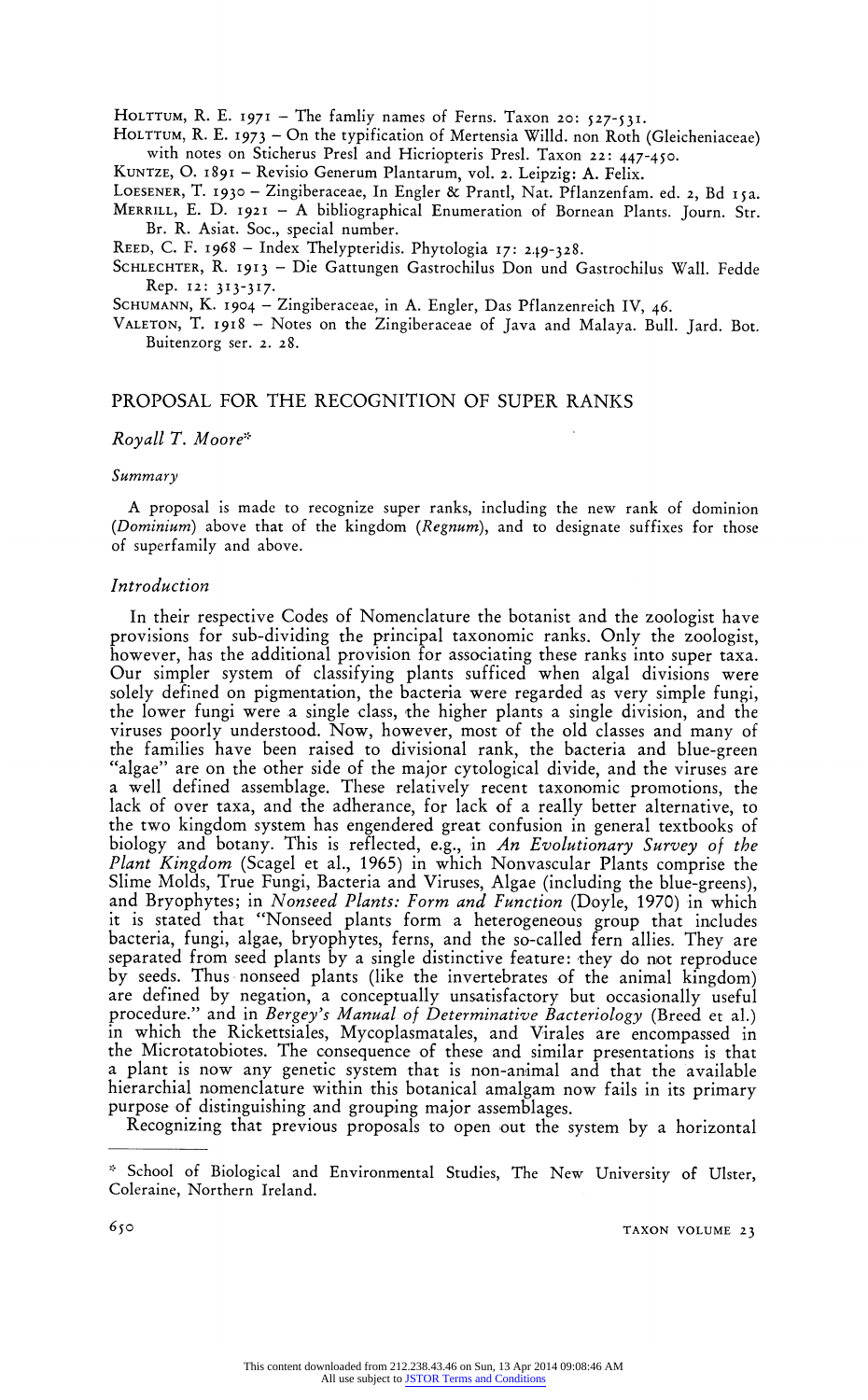HOLTTUM, R. E. 1971 – The famliy names of Ferns. Taxon 20: 527-531.

HOLTTUM, R. E. 1973 – On the typification of Mertensia Willd. non Roth (Gleicheniaceae) with notes on Sticherus Presl and Hicriopteris Presl. Taxon 22: 447-450.

KUNTZE, O. 1891 – Revisio Generum Plantarum, vol. 2. Leipzig: A. Felix.

LOESENER, T. 1930 – Zingiberaceae, In Engler & Prantl, Nat. Pflanzenfam. ed. 2, Bd 15a.

MERRILL, E. D. 1921 – A bibliographical Enumeration of Bornean Plants. Journ. Str. Br. R. Asiat. Soc., special number.

REED, C. F. 1968 – Index Thelypteridis. Phytologia 17: 249-328.

SCHLECHTER, R. 1913 – Die Gattungen Gastrochilus Don und Gastrochilus Wall. Fedde Rep. 12: 313-317.

SCHUMANN, K. 1904 – Zingiberaceae, in A. Engler, Das Pflanzenreich IV, 46.

VALETON, T. 1918 – Notes on the Zingiberaceae of Java and Malaya. Bull. Jard. Bot. Buitenzorg ser. 2. 28.

## PROPOSAL FOR THE RECOGNITION OF SUPER RANKS

*Royall T. Moore**

### *Summary*

A proposal is made to recognize super ranks, including the new rank of dominion (*Dominium*) above that of the kingdom (*Regnum*), and to designate suffixes for those of superfamily and above.

### *Introduction*

In their respective Codes of Nomenclature the botanist and the zoologist have provisions for sub-dividing the principal taxonomic ranks. Only the zoologist, however, has the additional provision for associating these ranks into super taxa. Our simpler system of classifying plants sufficed when algal divisions were solely defined on pigmentation, the bacteria were regarded as very simple fungi, the lower fungi were a single class, the higher plants a single division, and the viruses poorly understood. Now, however, most of the old classes and many of the families have been raised to divisional rank, the bacteria and blue-green "algae" are on the other side of the major cytological divide, and the viruses are a well defined assemblage. These relatively recent taxonomic promotions, the lack of over taxa, and the adherance, for lack of a really better alternative, to the two kingdom system has engendered great confusion in general textbooks of biology and botany. This is reflected, e.g., in *An Evolutionary Survey of the Plant Kingdom* (Scagel et al., 1965) in which Nonvascular Plants comprise the Slime Molds, True Fungi, Bacteria and Viruses, Algae (including the blue-greens), and Bryophytes; in *Nonseed Plants: Form and Function* (Doyle, 1970) in which it is stated that "Nonseed plants form a heterogeneous group that includes bacteria, fungi, algae, bryophytes, ferns, and the so-called fern allies. They are separated from seed plants by a single distinctive feature: they do not reproduce by seeds. Thus nonseed plants (like the invertebrates of the animal kingdom) are defined by negation, a conceptually unsatisfactory but occasionally useful procedure." and in *Bergey's Manual of Determinative Bacteriology* (Breed et al.) in which the Rickettsiales, Mycoplasmatales, and Virales are encompassed in the Microtatobiotes. The consequence of these and similar presentations is that a plant is now any genetic system that is non-animal and that the available hierarchial nomenclature within this botanical amalgam now fails in its primary purpose of distinguishing and grouping major assemblages.

Recognizing that previous proposals to open out the system by a horizontal

* School of Biological and Environmental Studies, The New University of Ulster, Coleraine, Northern Ireland.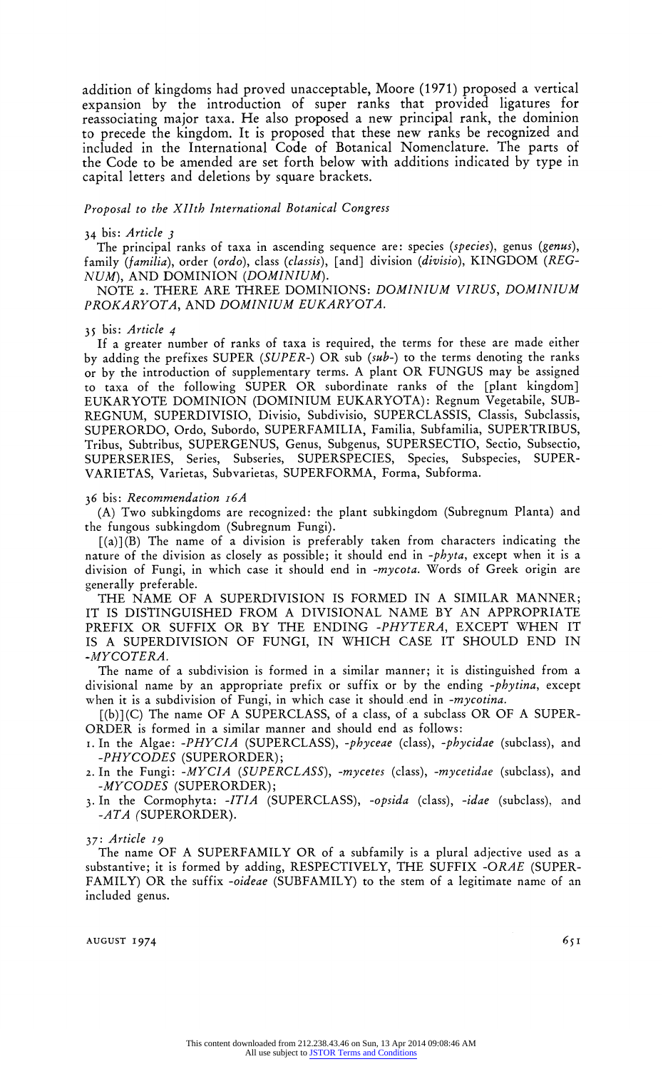addition of kingdoms had proved unacceptable, Moore (1971) proposed a vertical expansion by the introduction of super ranks that provided ligatures for reassociating major taxa. He also proposed a new principal rank, the dominion to precede the kingdom. It is proposed that these new ranks be recognized and included in the International Code of Botanical Nomenclature. The parts of the Code to be amended are set forth below with additions indicated by type in capital letters and deletions by square brackets.

*Proposal to the XIIth International Botanical Congress*

34 bis: *Article 3*

The principal ranks of taxa in ascending sequence are: species (*species*), genus (*genus*), family (*familia*), order (*ordo*), class (*classis*), [and] division (*divisio*), KINGDOM (*REGNUM*), AND DOMINION (*DOMINIUM*).

NOTE 2. THERE ARE THREE DOMINIONS: *DOMINIUM VIRUS*, *DOMINIUM PROKARYOTA*, AND *DOMINIUM EUKARYOTA*.

35 bis: *Article 4*

If a greater number of ranks of taxa is required, the terms for these are made either by adding the prefixes SUPER (*SUPER-*) OR sub (*sub-*) to the terms denoting the ranks or by the introduction of supplementary terms. A plant OR FUNGUS may be assigned to taxa of the following SUPER OR subordinate ranks of the [plant kingdom] EUKARYOTE DOMINION (DOMINIUM EUKARYOTA): Regnum Vegetabile, SUBREGNUM, SUPERDIVISIO, Divisio, Subdivisio, SUPERCLASSIS, Classis, Subclassis, SUPERORDO, Ordo, Subordo, SUPERFAMILIA, Familia, Subfamilia, SUPERTRIBUS, Tribus, Subtribus, SUPERGENUS, Genus, Subgenus, SUPERSECTIO, Sectio, Subsectio, SUPERSERIES, Series, Subseries, SUPERSPECIES, Species, Subspecies, SUPERVARIETAS, Varietas, Subvarietas, SUPERFORMA, Forma, Subforma.

36 bis: *Recommendation 16A*

(A) Two subkingdoms are recognized: the plant subkingdom (Subregnum Planta) and the fungous subkingdom (Subregnum Fungi).

[(a)](B) The name of a division is preferably taken from characters indicating the nature of the division as closely as possible; it should end in *-phyta*, except when it is a division of Fungi, in which case it should end in *-mycota*. Words of Greek origin are generally preferable.

THE NAME OF A SUPERDIVISION IS FORMED IN A SIMILAR MANNER; IT IS DISTINGUISHED FROM A DIVISIONAL NAME BY AN APPROPRIATE PREFIX OR SUFFIX OR BY THE ENDING *-PHYTERA*, EXCEPT WHEN IT IS A SUPERDIVISION OF FUNGI, IN WHICH CASE IT SHOULD END IN *-MYCOTERA*.

The name of a subdivision is formed in a similar manner; it is distinguished from a divisional name by an appropriate prefix or suffix or by the ending *-phytina*, except when it is a subdivision of Fungi, in which case it should end in *-mycotina*.

[(b)](C) The name OF A SUPERCLASS, of a class, of a subclass OR OF A SUPERORDER is formed in a similar manner and should end as follows:

1. In the Algae: *-PHYCIA* (SUPERCLASS), *-phyceae* (class), *-phycidae* (subclass), and *-PHYCODES* (SUPERORDER);
2. In the Fungi: *-MYCIA* (SUPERCLASS), *-mycetes* (class), *-mycetidae* (subclass), and *-MYCODES* (SUPERORDER);
3. In the Cormophyta: *-ITIA* (SUPERCLASS), *-opsida* (class), *-idae* (subclass), and *-ATA* (SUPERORDER).

37: *Article 19*

The name OF A SUPERFAMILY OR of a subfamily is a plural adjective used as a substantive; it is formed by adding, RESPECTIVELY, THE SUFFIX *-ORAE* (SUPERFAMILY) OR the suffix *-oideae* (SUBFAMILY) to the stem of a legitimate name of an included genus.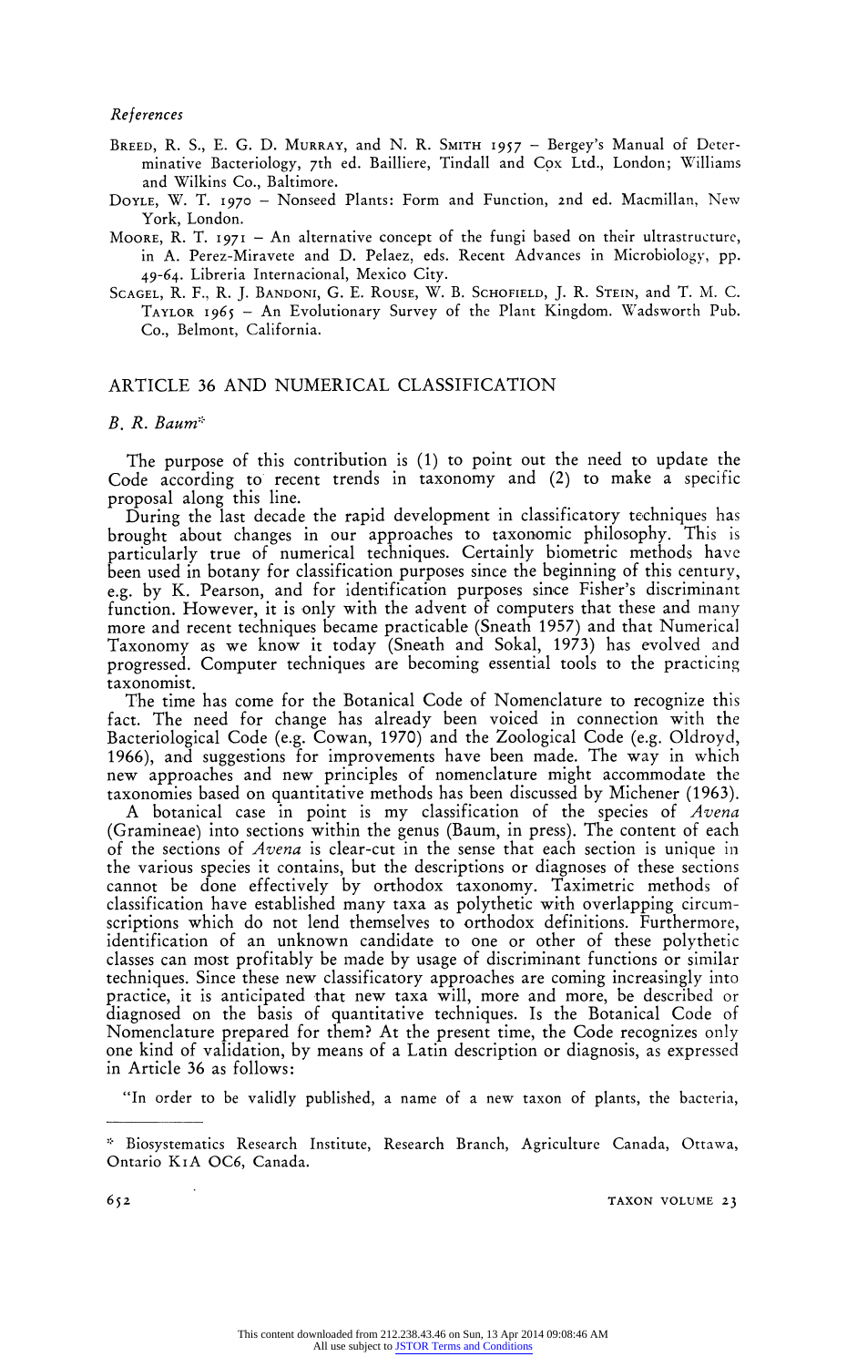*References*

BREED, R. S., E. G. D. MURRAY, and N. R. SMITH 1957 – Bergey's Manual of Determinative Bacteriology, 7th ed. Bailliere, Tindall and Cox Ltd., London; Williams and Wilkins Co., Baltimore.

DOYLE, W. T. 1970 – Nonseed Plants: Form and Function, 2nd ed. Macmillan, New York, London.

MOORE, R. T. 1971 – An alternative concept of the fungi based on their ultrastructure, in A. Perez-Miravete and D. Pelaez, eds. Recent Advances in Microbiology, pp. 49-64. Libreria Internacional, Mexico City.

SCAGEL, R. F., R. J. BANDONI, G. E. ROUSE, W. B. SCHOFIELD, J. R. STEIN, and T. M. C. TAYLOR 1965 – An Evolutionary Survey of the Plant Kingdom. Wadsworth Pub. Co., Belmont, California.

## ARTICLE 36 AND NUMERICAL CLASSIFICATION

*B. R. Baum*\*

The purpose of this contribution is (1) to point out the need to update the Code according to recent trends in taxonomy and (2) to make a specific proposal along this line.

During the last decade the rapid development in classificatory techniques has brought about changes in our approaches to taxonomic philosophy. This is particularly true of numerical techniques. Certainly biometric methods have been used in botany for classification purposes since the beginning of this century, e.g. by K. Pearson, and for identification purposes since Fisher's discriminant function. However, it is only with the advent of computers that these and many more and recent techniques became practicable (Sneath 1957) and that Numerical Taxonomy as we know it today (Sneath and Sokal, 1973) has evolved and progressed. Computer techniques are becoming essential tools to the practicing taxonomist.

The time has come for the Botanical Code of Nomenclature to recognize this fact. The need for change has already been voiced in connection with the Bacteriological Code (e.g. Cowan, 1970) and the Zoological Code (e.g. Oldroyd, 1966), and suggestions for improvements have been made. The way in which new approaches and new principles of nomenclature might accommodate the taxonomies based on quantitative methods has been discussed by Michener (1963).

A botanical case in point is my classification of the species of *Avena* (Gramineae) into sections within the genus (Baum, in press). The content of each of the sections of *Avena* is clear-cut in the sense that each section is unique in the various species it contains, but the descriptions or diagnoses of these sections cannot be done effectively by orthodox taxonomy. Taximetric methods of classification have established many taxa as polythetic with overlapping circumscriptions which do not lend themselves to orthodox definitions. Furthermore, identification of an unknown candidate to one or other of these polythetic classes can most profitably be made by usage of discriminant functions or similar techniques. Since these new classificatory approaches are coming increasingly into practice, it is anticipated that new taxa will, more and more, be described or diagnosed on the basis of quantitative techniques. Is the Botanical Code of Nomenclature prepared for them? At the present time, the Code recognizes only one kind of validation, by means of a Latin description or diagnosis, as expressed in Article 36 as follows:

"In order to be validly published, a name of a new taxon of plants, the bacteria,

---

\* Biosystematics Research Institute, Research Branch, Agriculture Canada, Ottawa, Ontario K1A OC6, Canada.